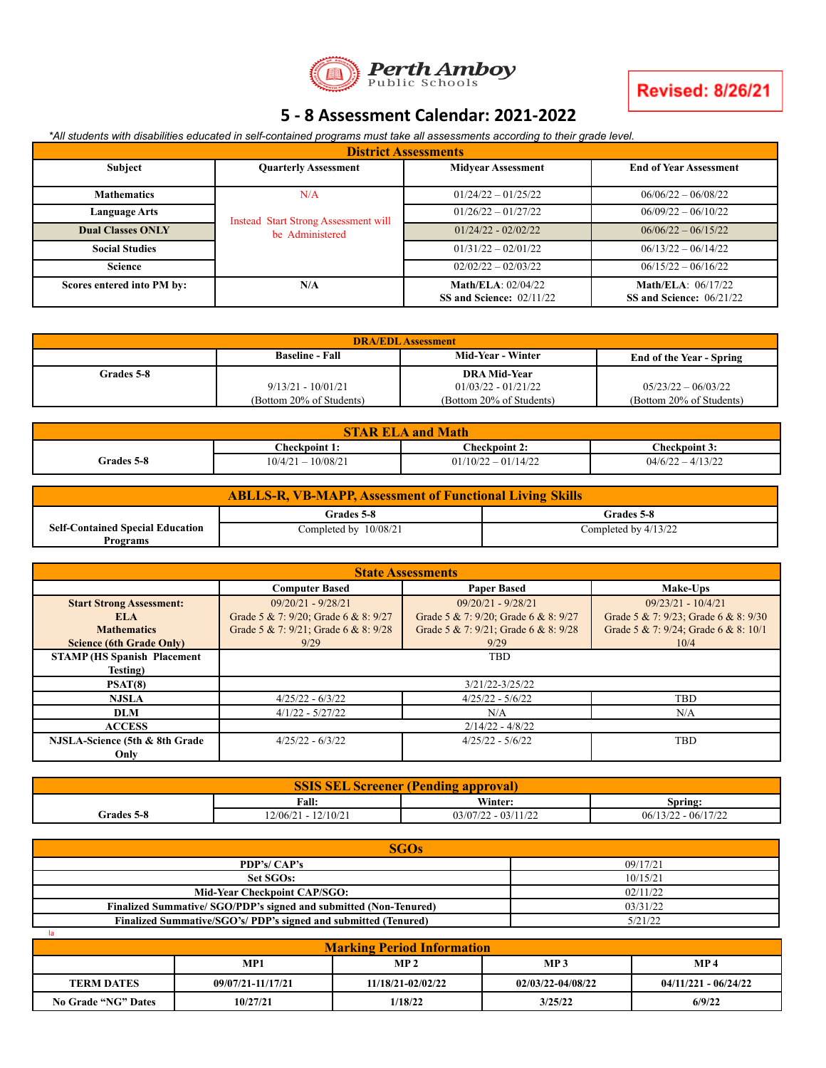Perth Amboy Public Schools

**Revised: 8/26/21**

# 5 - 8 Assessment Calendar: 2021-2022

*\*All students with disabilities educated in self-contained programs must take all assessments according to their grade level.*

| District Assessments | | | |
|---|---|---|---|
| **Subject** | **Quarterly Assessment** | **Midyear Assessment** | **End of Year Assessment** |
| **Mathematics** | N/A | 01/24/22 – 01/25/22 | 06/06/22 – 06/08/22 |
| **Language Arts** | Instead Start Strong Assessment will be Administered | 01/26/22 – 01/27/22 | 06/09/22 – 06/10/22 |
| **Dual Classes ONLY** | | 01/24/22 - 02/02/22 | 06/06/22 – 06/15/22 |
| **Social Studies** | | 01/31/22 – 02/01/22 | 06/13/22 – 06/14/22 |
| **Science** | | 02/02/22 – 02/03/22 | 06/15/22 – 06/16/22 |
| **Scores entered into PM by:** | N/A | **Math/ELA**: 02/04/22<br>**SS and Science:** 02/11/22 | **Math/ELA**: 06/17/22<br>**SS and Science:** 06/21/22 |

| DRA/EDL Assessment | | | |
|---|---|---|---|
| | **Baseline - Fall** | **Mid-Year - Winter** | **End of the Year - Spring** |
| **Grades 5-8** | 9/13/21 - 10/01/21<br>(Bottom 20% of Students) | **DRA Mid-Year**<br>01/03/22 - 01/21/22<br>(Bottom 20% of Students) | 05/23/22 – 06/03/22<br>(Bottom 20% of Students) |

| STAR ELA and Math | | | |
|---|---|---|---|
| | **Checkpoint 1:** | **Checkpoint 2:** | **Checkpoint 3:** |
| **Grades 5-8** | 10/4/21 – 10/08/21 | 01/10/22 – 01/14/22 | 04/6/22 – 4/13/22 |

| ABLLS-R, VB-MAPP, Assessment of Functional Living Skills | | |
|---|---|---|
| **Self-Contained Special Education Programs** | **Grades 5-8** | **Grades 5-8** |
| | Completed by 10/08/21 | Completed by 4/13/22 |

| State Assessments | | | |
|---|---|---|---|
| | **Computer Based** | **Paper Based** | **Make-Ups** |
| **Start Strong Assessment:**<br>**ELA**<br>**Mathematics**<br>**Science (6th Grade Only)** | 09/20/21 - 9/28/21<br>Grade 5 & 7: 9/20; Grade 6 & 8: 9/27<br>Grade 5 & 7: 9/21; Grade 6 & 8: 9/28<br>9/29 | 09/20/21 - 9/28/21<br>Grade 5 & 7: 9/20; Grade 6 & 8: 9/27<br>Grade 5 & 7: 9/21; Grade 6 & 8: 9/28<br>9/29 | 09/23/21 - 10/4/21<br>Grade 5 & 7: 9/23; Grade 6 & 8: 9/30<br>Grade 5 & 7: 9/24; Grade 6 & 8: 10/1<br>10/4 |
| **STAMP (HS Spanish Placement Testing)** | TBD | | |
| **PSAT(8)** | 3/21/22-3/25/22 | | |
| **NJSLA** | 4/25/22 - 6/3/22 | 4/25/22 - 5/6/22 | TBD |
| **DLM** | 4/1/22 - 5/27/22 | N/A | N/A |
| **ACCESS** | 2/14/22 - 4/8/22 | | |
| **NJSLA-Science (5th & 8th Grade Only** | 4/25/22 - 6/3/22 | 4/25/22 - 5/6/22 | TBD |

| SSIS SEL Screener (Pending approval) | | | |
|---|---|---|---|
| | **Fall:** | **Winter:** | **Spring:** |
| **Grades 5-8** | 12/06/21 - 12/10/21 | 03/07/22 - 03/11/22 | 06/13/22 - 06/17/22 |

| SGOs | |
|---|---|
| **PDP's/ CAP's** | 09/17/21 |
| **Set SGOs:** | 10/15/21 |
| **Mid-Year Checkpoint CAP/SGO:** | 02/11/22 |
| **Finalized Summative/ SGO/PDP's signed and submitted (Non-Tenured)** | 03/31/22 |
| **Finalized Summative/SGO's/ PDP's signed and submitted (Tenured)** | 5/21/22 |

la

| Marking Period Information | | | | |
|---|---|---|---|---|
| | **MP1** | **MP 2** | **MP 3** | **MP 4** |
| **TERM DATES** | **09/07/21-11/17/21** | **11/18/21-02/02/22** | **02/03/22-04/08/22** | **04/11/221 - 06/24/22** |
| **No Grade "NG" Dates** | **10/27/21** | **1/18/22** | **3/25/22** | **6/9/22** |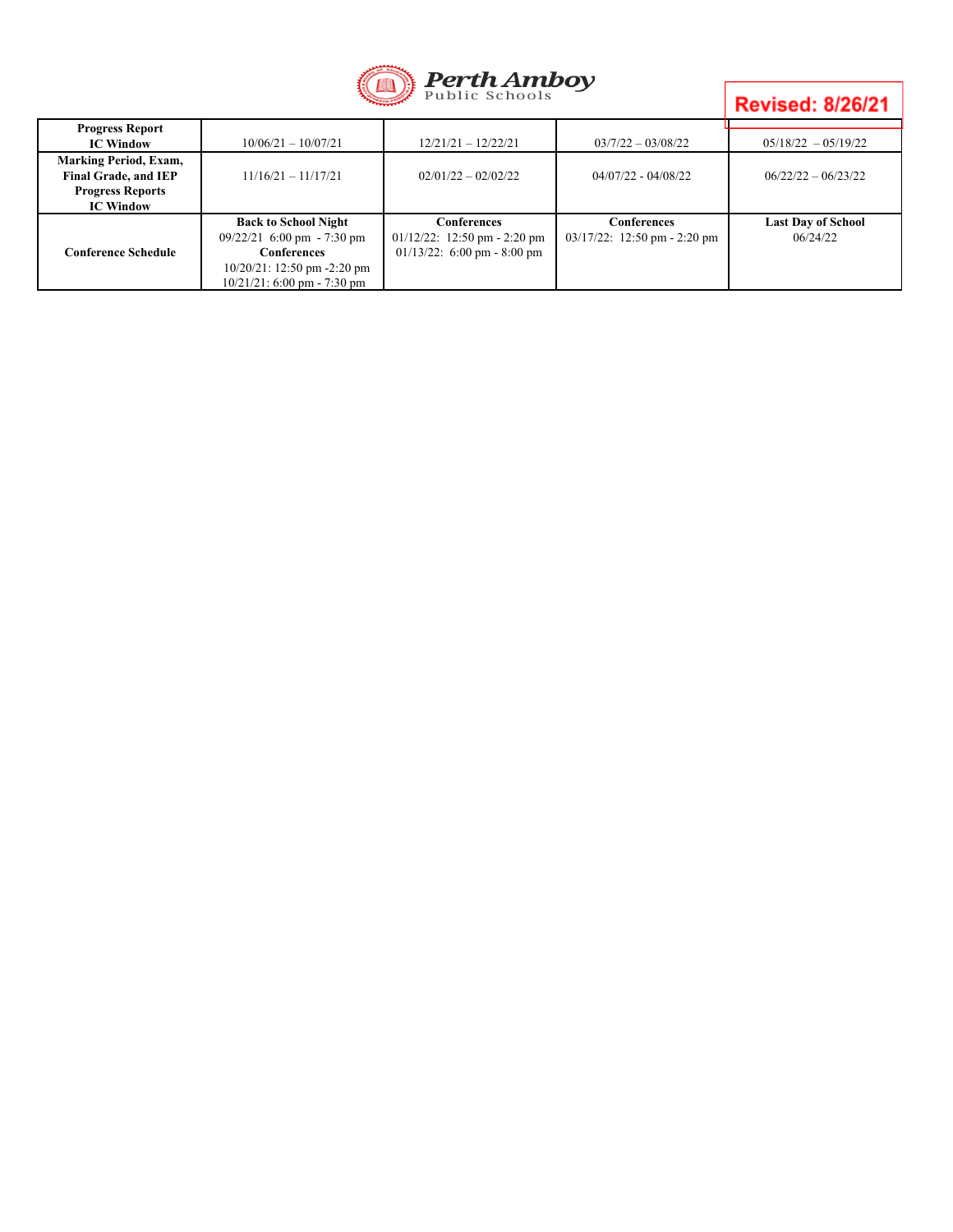Perth Amboy Public Schools

**Revised: 8/26/21**

| | | | | |
|---|---|---|---|---|
| **Progress Report IC Window** | 10/06/21 – 10/07/21 | 12/21/21 – 12/22/21 | 03/7/22 – 03/08/22 | 05/18/22 – 05/19/22 |
| **Marking Period, Exam, Final Grade, and IEP Progress Reports IC Window** | 11/16/21 – 11/17/21 | 02/01/22 – 02/02/22 | 04/07/22 - 04/08/22 | 06/22/22 – 06/23/22 |
| **Conference Schedule** | **Back to School Night** 09/22/21 6:00 pm - 7:30 pm **Conferences** 10/20/21: 12:50 pm -2:20 pm 10/21/21: 6:00 pm - 7:30 pm | **Conferences** 01/12/22: 12:50 pm - 2:20 pm 01/13/22: 6:00 pm - 8:00 pm | **Conferences** 03/17/22: 12:50 pm - 2:20 pm | **Last Day of School** 06/24/22 |